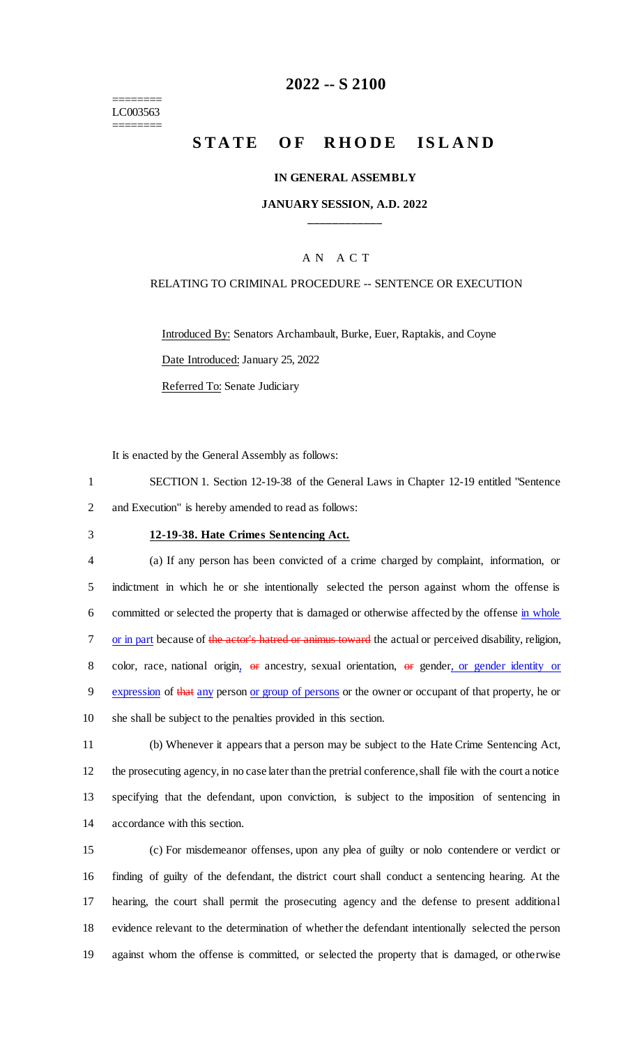========
LC003563
========

# 2022 -- S 2100

## STATE OF RHODE ISLAND

### IN GENERAL ASSEMBLY

### JANUARY SESSION, A.D. 2022

____________

A N A C T

RELATING TO CRIMINAL PROCEDURE -- SENTENCE OR EXECUTION

Introduced By: Senators Archambault, Burke, Euer, Raptakis, and Coyne

Date Introduced: January 25, 2022

Referred To: Senate Judiciary

It is enacted by the General Assembly as follows:

SECTION 1. Section 12-19-38 of the General Laws in Chapter 12-19 entitled "Sentence and Execution" is hereby amended to read as follows:

**12-19-38. Hate Crimes Sentencing Act.**

(a) If any person has been convicted of a crime charged by complaint, information, or indictment in which he or she intentionally selected the person against whom the offense is committed or selected the property that is damaged or otherwise affected by the offense <u>in whole or in part</u> because of ~~the actor's hatred or animus toward~~ the actual or perceived disability, religion, color, race, national origin<u>,</u> ~~or~~ ancestry, sexual orientation, ~~or~~ gender<u>, or gender identity or expression</u> of ~~that~~ <u>any</u> person <u>or group of persons</u> or the owner or occupant of that property, he or she shall be subject to the penalties provided in this section.

(b) Whenever it appears that a person may be subject to the Hate Crime Sentencing Act, the prosecuting agency, in no case later than the pretrial conference, shall file with the court a notice specifying that the defendant, upon conviction, is subject to the imposition of sentencing in accordance with this section.

(c) For misdemeanor offenses, upon any plea of guilty or nolo contendere or verdict or finding of guilty of the defendant, the district court shall conduct a sentencing hearing. At the hearing, the court shall permit the prosecuting agency and the defense to present additional evidence relevant to the determination of whether the defendant intentionally selected the person against whom the offense is committed, or selected the property that is damaged, or otherwise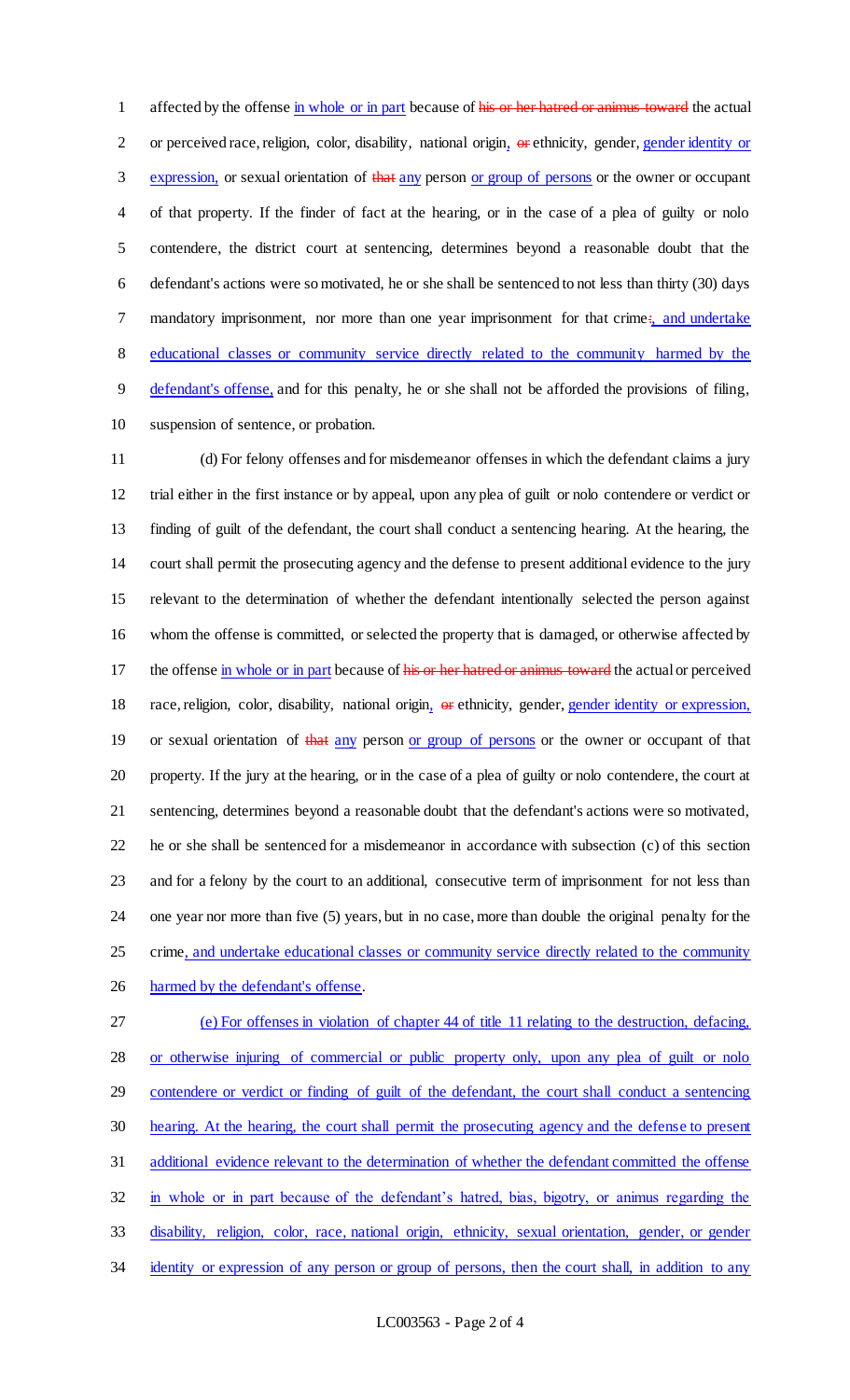affected by the offense in whole or in part because of ~~his or her hatred or animus toward~~ the actual or perceived race, religion, color, disability, national origin, ~~or~~ ethnicity, gender, gender identity or expression, or sexual orientation of ~~that~~ any person or group of persons or the owner or occupant of that property. If the finder of fact at the hearing, or in the case of a plea of guilty or nolo contendere, the district court at sentencing, determines beyond a reasonable doubt that the defendant's actions were so motivated, he or she shall be sentenced to not less than thirty (30) days mandatory imprisonment, nor more than one year imprisonment for that crime~~;~~, and undertake educational classes or community service directly related to the community harmed by the defendant's offense, and for this penalty, he or she shall not be afforded the provisions of filing, suspension of sentence, or probation.

(d) For felony offenses and for misdemeanor offenses in which the defendant claims a jury trial either in the first instance or by appeal, upon any plea of guilt or nolo contendere or verdict or finding of guilt of the defendant, the court shall conduct a sentencing hearing. At the hearing, the court shall permit the prosecuting agency and the defense to present additional evidence to the jury relevant to the determination of whether the defendant intentionally selected the person against whom the offense is committed, or selected the property that is damaged, or otherwise affected by the offense in whole or in part because of ~~his or her hatred or animus toward~~ the actual or perceived race, religion, color, disability, national origin, ~~or~~ ethnicity, gender, gender identity or expression, or sexual orientation of ~~that~~ any person or group of persons or the owner or occupant of that property. If the jury at the hearing, or in the case of a plea of guilty or nolo contendere, the court at sentencing, determines beyond a reasonable doubt that the defendant's actions were so motivated, he or she shall be sentenced for a misdemeanor in accordance with subsection (c) of this section and for a felony by the court to an additional, consecutive term of imprisonment for not less than one year nor more than five (5) years, but in no case, more than double the original penalty for the crime, and undertake educational classes or community service directly related to the community harmed by the defendant's offense.

(e) For offenses in violation of chapter 44 of title 11 relating to the destruction, defacing, or otherwise injuring of commercial or public property only, upon any plea of guilt or nolo contendere or verdict or finding of guilt of the defendant, the court shall conduct a sentencing hearing. At the hearing, the court shall permit the prosecuting agency and the defense to present additional evidence relevant to the determination of whether the defendant committed the offense in whole or in part because of the defendant's hatred, bias, bigotry, or animus regarding the disability, religion, color, race, national origin, ethnicity, sexual orientation, gender, or gender identity or expression of any person or group of persons, then the court shall, in addition to any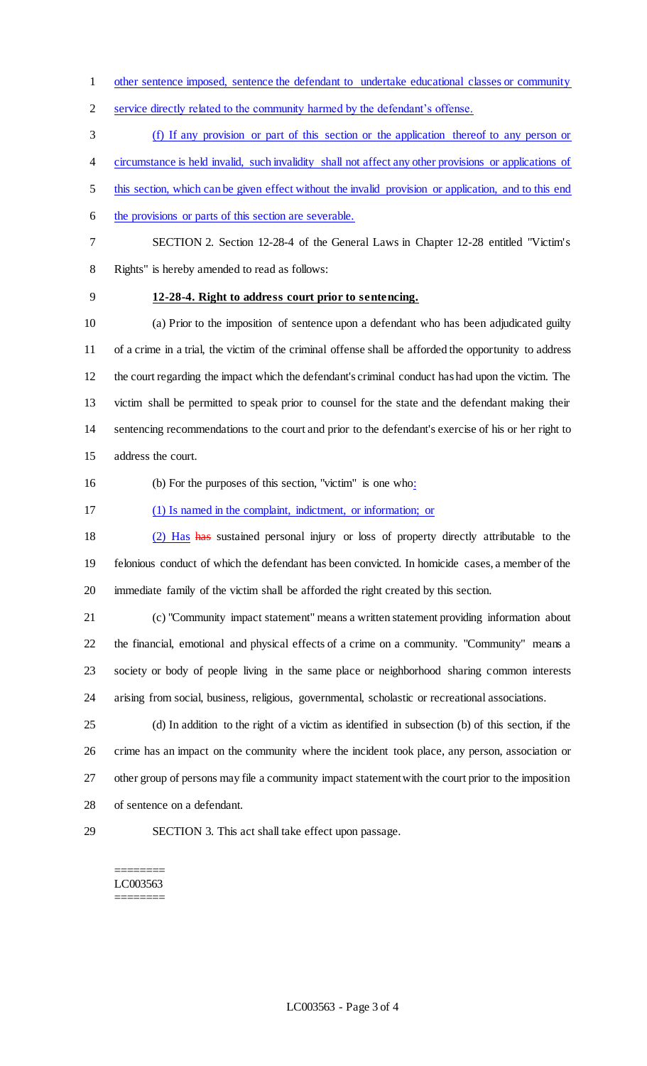other sentence imposed, sentence the defendant to undertake educational classes or community service directly related to the community harmed by the defendant's offense.

(f) If any provision or part of this section or the application thereof to any person or circumstance is held invalid, such invalidity shall not affect any other provisions or applications of this section, which can be given effect without the invalid provision or application, and to this end the provisions or parts of this section are severable.

SECTION 2. Section 12-28-4 of the General Laws in Chapter 12-28 entitled "Victim's Rights" is hereby amended to read as follows:

**12-28-4. Right to address court prior to sentencing.**

(a) Prior to the imposition of sentence upon a defendant who has been adjudicated guilty of a crime in a trial, the victim of the criminal offense shall be afforded the opportunity to address the court regarding the impact which the defendant's criminal conduct has had upon the victim. The victim shall be permitted to speak prior to counsel for the state and the defendant making their sentencing recommendations to the court and prior to the defendant's exercise of his or her right to address the court.

(b) For the purposes of this section, "victim" is one who:

(1) Is named in the complaint, indictment, or information; or

(2) Has ~~has~~ sustained personal injury or loss of property directly attributable to the felonious conduct of which the defendant has been convicted. In homicide cases, a member of the immediate family of the victim shall be afforded the right created by this section.

(c) "Community impact statement" means a written statement providing information about the financial, emotional and physical effects of a crime on a community. "Community" means a society or body of people living in the same place or neighborhood sharing common interests arising from social, business, religious, governmental, scholastic or recreational associations.

(d) In addition to the right of a victim as identified in subsection (b) of this section, if the crime has an impact on the community where the incident took place, any person, association or other group of persons may file a community impact statement with the court prior to the imposition of sentence on a defendant.

SECTION 3. This act shall take effect upon passage.

========
LC003563
========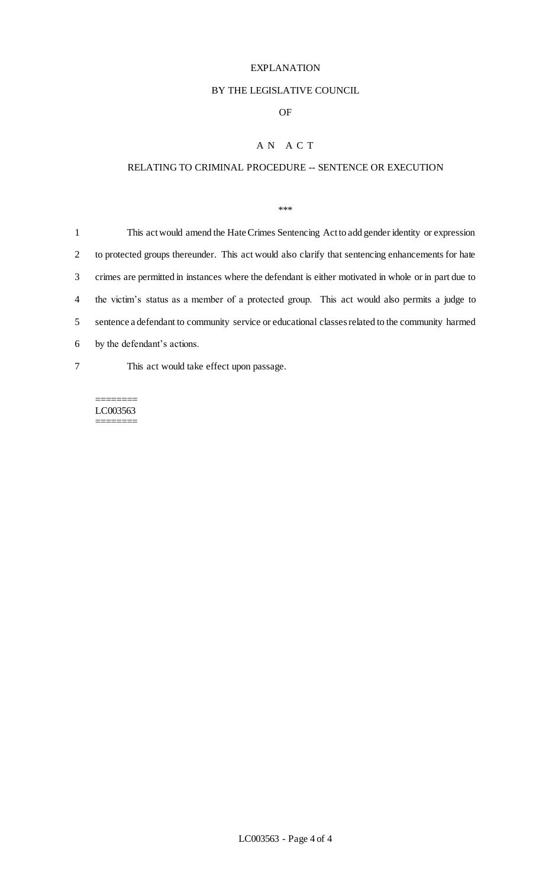EXPLANATION

BY THE LEGISLATIVE COUNCIL

OF

A N A C T

RELATING TO CRIMINAL PROCEDURE -- SENTENCE OR EXECUTION

\*\*\*

This act would amend the Hate Crimes Sentencing Act to add gender identity or expression to protected groups thereunder. This act would also clarify that sentencing enhancements for hate crimes are permitted in instances where the defendant is either motivated in whole or in part due to the victim's status as a member of a protected group. This act would also permits a judge to sentence a defendant to community service or educational classes related to the community harmed by the defendant's actions.

This act would take effect upon passage.

========
LC003563
========